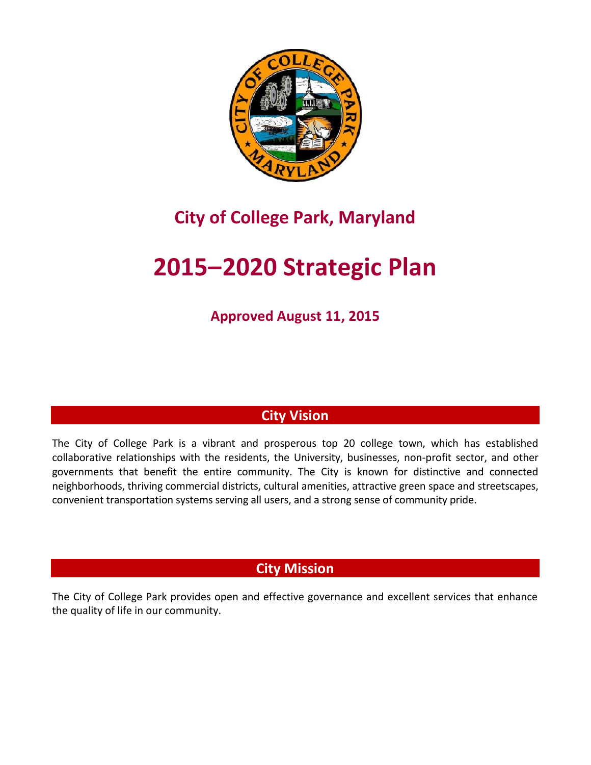## City of College Park, Maryland

# 2015–2020 Strategic Plan

### Approved August 11, 2015

## City Vision

The City of College Park is a vibrant and prosperous top 20 college town, which has established collaborative relationships with the residents, the University, businesses, non-profit sector, and other governments that benefit the entire community. The City is known for distinctive and connected neighborhoods, thriving commercial districts, cultural amenities, attractive green space and streetscapes, convenient transportation systems serving all users, and a strong sense of community pride.

## City Mission

The City of College Park provides open and effective governance and excellent services that enhance the quality of life in our community.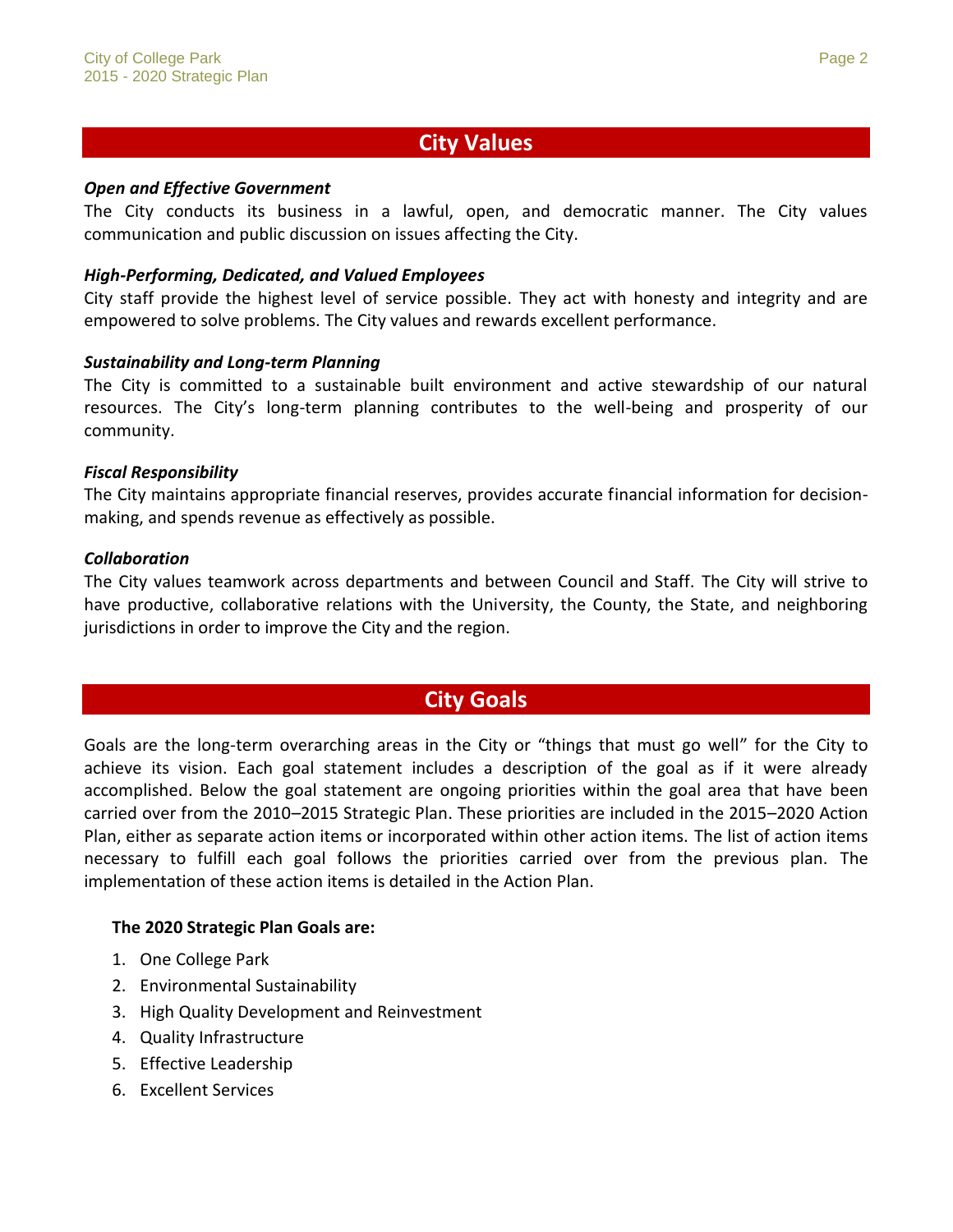## City Values

***Open and Effective Government***

The City conducts its business in a lawful, open, and democratic manner. The City values communication and public discussion on issues affecting the City.

***High-Performing, Dedicated, and Valued Employees***

City staff provide the highest level of service possible. They act with honesty and integrity and are empowered to solve problems. The City values and rewards excellent performance.

***Sustainability and Long-term Planning***

The City is committed to a sustainable built environment and active stewardship of our natural resources. The City's long-term planning contributes to the well-being and prosperity of our community.

***Fiscal Responsibility***

The City maintains appropriate financial reserves, provides accurate financial information for decision-making, and spends revenue as effectively as possible.

***Collaboration***

The City values teamwork across departments and between Council and Staff. The City will strive to have productive, collaborative relations with the University, the County, the State, and neighboring jurisdictions in order to improve the City and the region.

## City Goals

Goals are the long-term overarching areas in the City or "things that must go well" for the City to achieve its vision. Each goal statement includes a description of the goal as if it were already accomplished. Below the goal statement are ongoing priorities within the goal area that have been carried over from the 2010–2015 Strategic Plan. These priorities are included in the 2015–2020 Action Plan, either as separate action items or incorporated within other action items. The list of action items necessary to fulfill each goal follows the priorities carried over from the previous plan. The implementation of these action items is detailed in the Action Plan.

**The 2020 Strategic Plan Goals are:**

1. One College Park
2. Environmental Sustainability
3. High Quality Development and Reinvestment
4. Quality Infrastructure
5. Effective Leadership
6. Excellent Services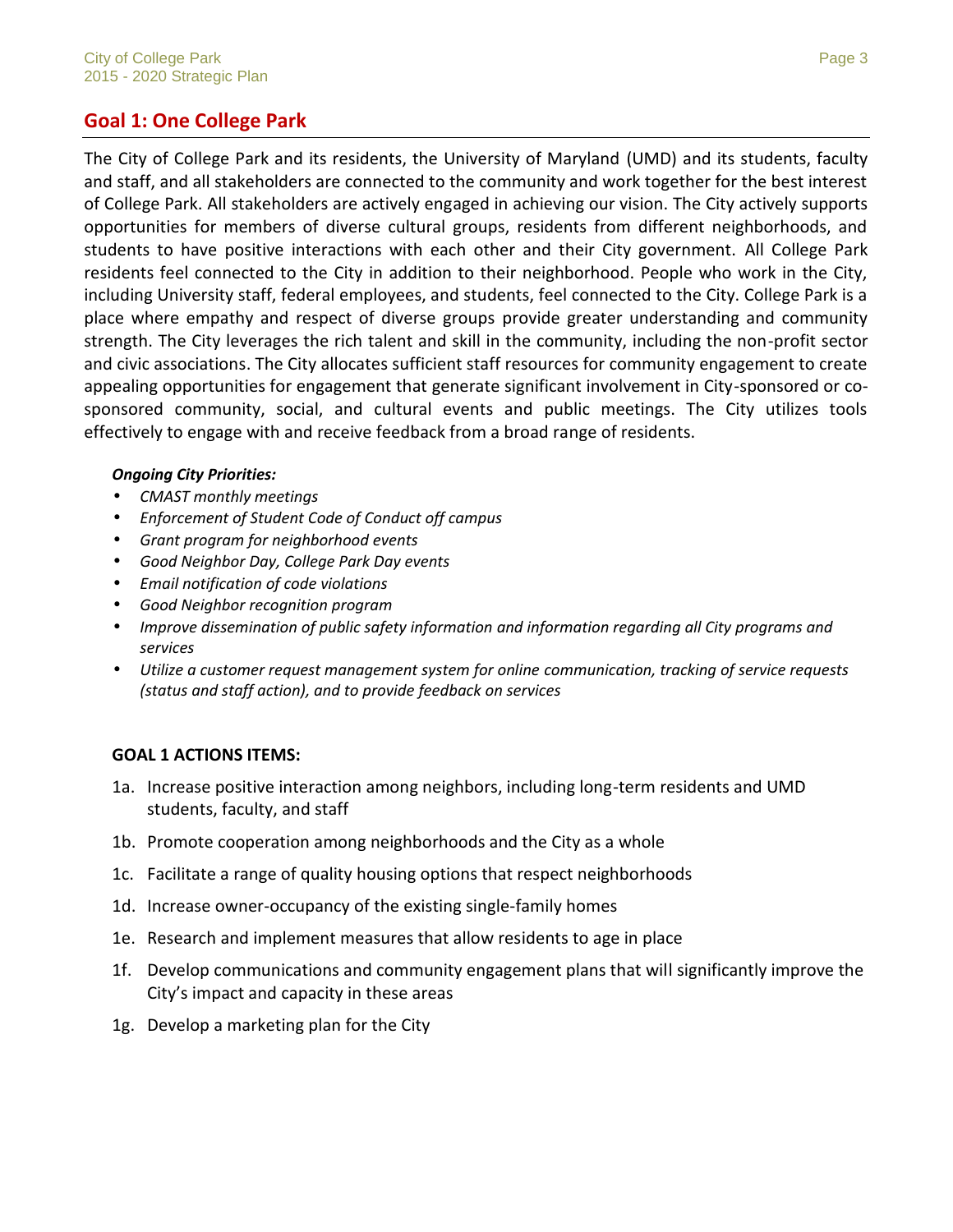## Goal 1: One College Park

The City of College Park and its residents, the University of Maryland (UMD) and its students, faculty and staff, and all stakeholders are connected to the community and work together for the best interest of College Park. All stakeholders are actively engaged in achieving our vision. The City actively supports opportunities for members of diverse cultural groups, residents from different neighborhoods, and students to have positive interactions with each other and their City government. All College Park residents feel connected to the City in addition to their neighborhood. People who work in the City, including University staff, federal employees, and students, feel connected to the City. College Park is a place where empathy and respect of diverse groups provide greater understanding and community strength. The City leverages the rich talent and skill in the community, including the non-profit sector and civic associations. The City allocates sufficient staff resources for community engagement to create appealing opportunities for engagement that generate significant involvement in City-sponsored or co-sponsored community, social, and cultural events and public meetings. The City utilizes tools effectively to engage with and receive feedback from a broad range of residents.

***Ongoing City Priorities:***

- *CMAST monthly meetings*
- *Enforcement of Student Code of Conduct off campus*
- *Grant program for neighborhood events*
- *Good Neighbor Day, College Park Day events*
- *Email notification of code violations*
- *Good Neighbor recognition program*
- *Improve dissemination of public safety information and information regarding all City programs and services*
- *Utilize a customer request management system for online communication, tracking of service requests (status and staff action), and to provide feedback on services*

**GOAL 1 ACTIONS ITEMS:**

1a. Increase positive interaction among neighbors, including long-term residents and UMD students, faculty, and staff

1b. Promote cooperation among neighborhoods and the City as a whole

1c. Facilitate a range of quality housing options that respect neighborhoods

1d. Increase owner-occupancy of the existing single-family homes

1e. Research and implement measures that allow residents to age in place

1f. Develop communications and community engagement plans that will significantly improve the City's impact and capacity in these areas

1g. Develop a marketing plan for the City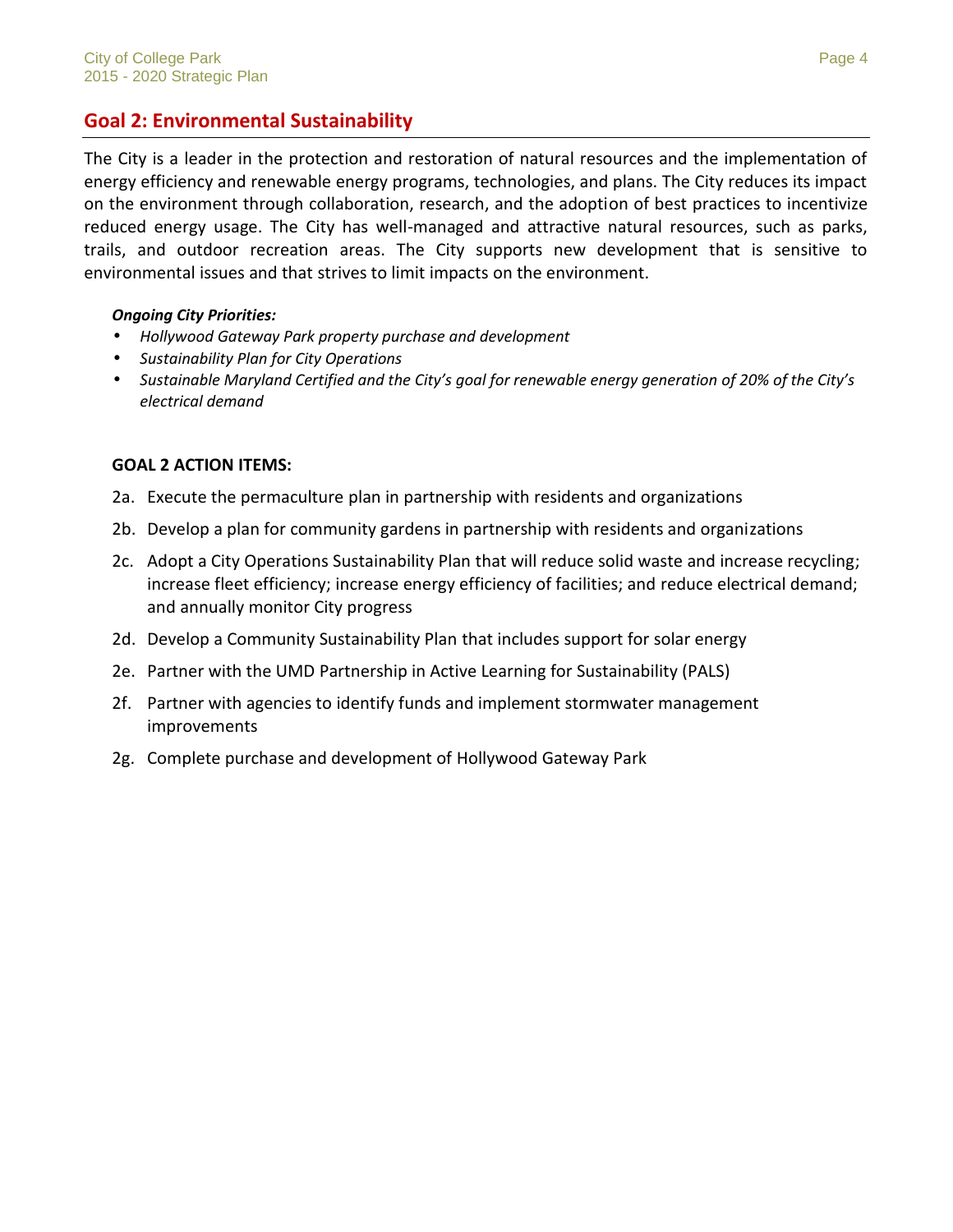## Goal 2: Environmental Sustainability

The City is a leader in the protection and restoration of natural resources and the implementation of energy efficiency and renewable energy programs, technologies, and plans. The City reduces its impact on the environment through collaboration, research, and the adoption of best practices to incentivize reduced energy usage. The City has well-managed and attractive natural resources, such as parks, trails, and outdoor recreation areas. The City supports new development that is sensitive to environmental issues and that strives to limit impacts on the environment.

***Ongoing City Priorities:***

- *Hollywood Gateway Park property purchase and development*
- *Sustainability Plan for City Operations*
- *Sustainable Maryland Certified and the City's goal for renewable energy generation of 20% of the City's electrical demand*

**GOAL 2 ACTION ITEMS:**

2a. Execute the permaculture plan in partnership with residents and organizations

2b. Develop a plan for community gardens in partnership with residents and organizations

2c. Adopt a City Operations Sustainability Plan that will reduce solid waste and increase recycling; increase fleet efficiency; increase energy efficiency of facilities; and reduce electrical demand; and annually monitor City progress

2d. Develop a Community Sustainability Plan that includes support for solar energy

2e. Partner with the UMD Partnership in Active Learning for Sustainability (PALS)

2f. Partner with agencies to identify funds and implement stormwater management improvements

2g. Complete purchase and development of Hollywood Gateway Park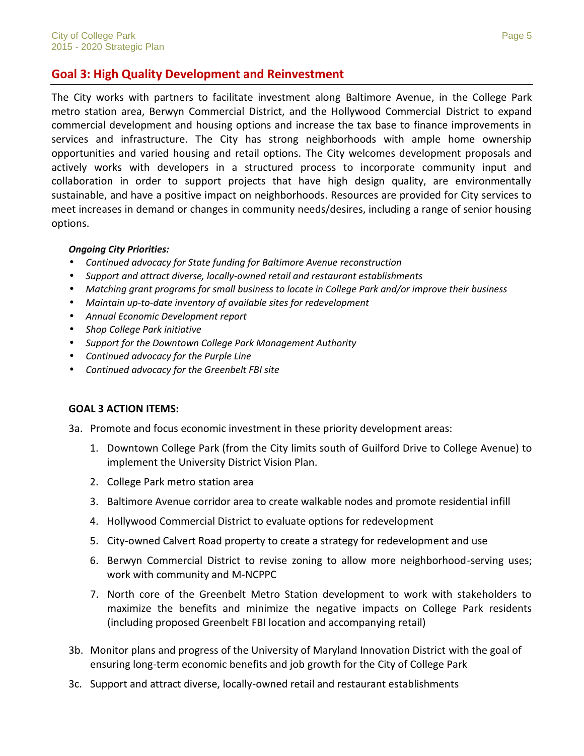## Goal 3: High Quality Development and Reinvestment

The City works with partners to facilitate investment along Baltimore Avenue, in the College Park metro station area, Berwyn Commercial District, and the Hollywood Commercial District to expand commercial development and housing options and increase the tax base to finance improvements in services and infrastructure. The City has strong neighborhoods with ample home ownership opportunities and varied housing and retail options. The City welcomes development proposals and actively works with developers in a structured process to incorporate community input and collaboration in order to support projects that have high design quality, are environmentally sustainable, and have a positive impact on neighborhoods. Resources are provided for City services to meet increases in demand or changes in community needs/desires, including a range of senior housing options.

***Ongoing City Priorities:***

- *Continued advocacy for State funding for Baltimore Avenue reconstruction*
- *Support and attract diverse, locally-owned retail and restaurant establishments*
- *Matching grant programs for small business to locate in College Park and/or improve their business*
- *Maintain up-to-date inventory of available sites for redevelopment*
- *Annual Economic Development report*
- *Shop College Park initiative*
- *Support for the Downtown College Park Management Authority*
- *Continued advocacy for the Purple Line*
- *Continued advocacy for the Greenbelt FBI site*

**GOAL 3 ACTION ITEMS:**

3a. Promote and focus economic investment in these priority development areas:

1. Downtown College Park (from the City limits south of Guilford Drive to College Avenue) to implement the University District Vision Plan.
2. College Park metro station area
3. Baltimore Avenue corridor area to create walkable nodes and promote residential infill
4. Hollywood Commercial District to evaluate options for redevelopment
5. City-owned Calvert Road property to create a strategy for redevelopment and use
6. Berwyn Commercial District to revise zoning to allow more neighborhood-serving uses; work with community and M-NCPPC
7. North core of the Greenbelt Metro Station development to work with stakeholders to maximize the benefits and minimize the negative impacts on College Park residents (including proposed Greenbelt FBI location and accompanying retail)

3b. Monitor plans and progress of the University of Maryland Innovation District with the goal of ensuring long-term economic benefits and job growth for the City of College Park

3c. Support and attract diverse, locally-owned retail and restaurant establishments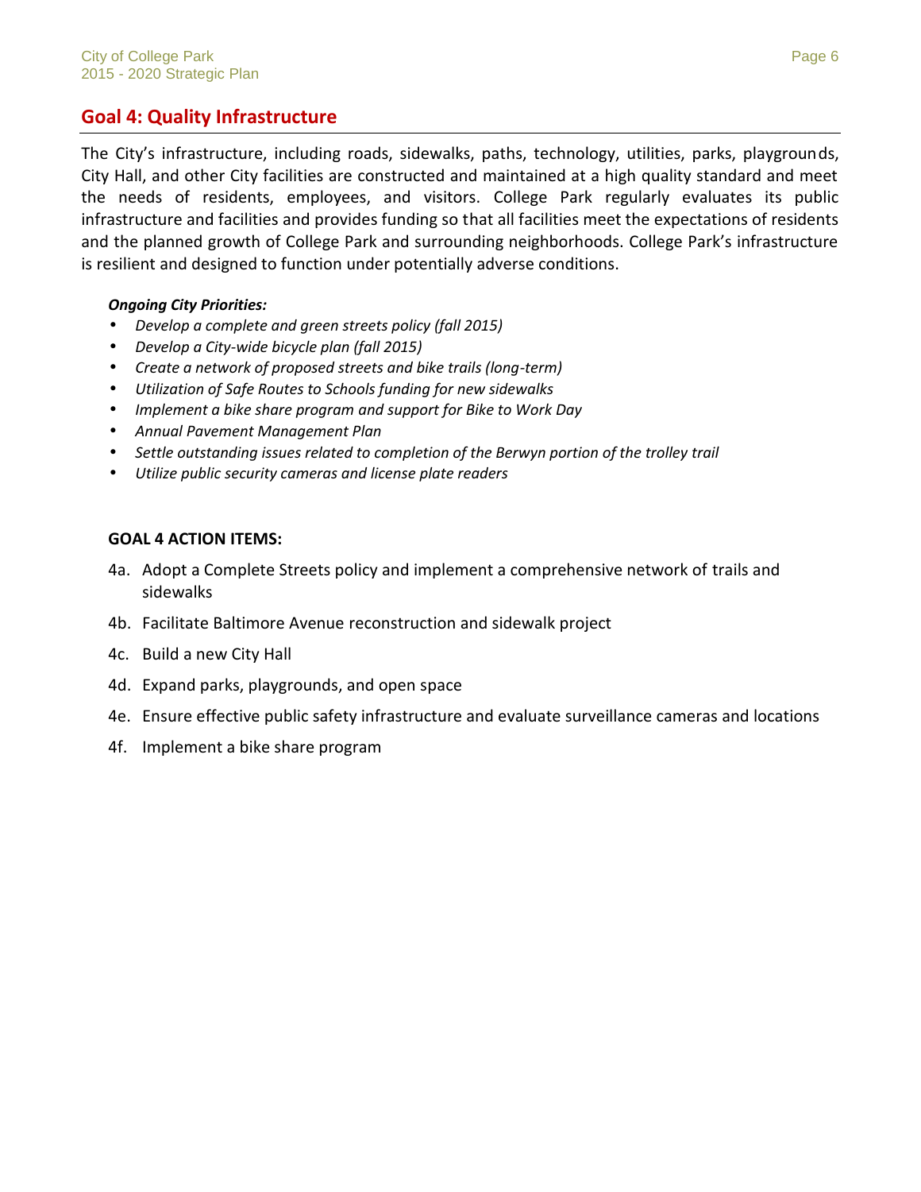## Goal 4: Quality Infrastructure

The City's infrastructure, including roads, sidewalks, paths, technology, utilities, parks, playgrounds, City Hall, and other City facilities are constructed and maintained at a high quality standard and meet the needs of residents, employees, and visitors. College Park regularly evaluates its public infrastructure and facilities and provides funding so that all facilities meet the expectations of residents and the planned growth of College Park and surrounding neighborhoods. College Park's infrastructure is resilient and designed to function under potentially adverse conditions.

***Ongoing City Priorities:***

- *Develop a complete and green streets policy (fall 2015)*
- *Develop a City-wide bicycle plan (fall 2015)*
- *Create a network of proposed streets and bike trails (long-term)*
- *Utilization of Safe Routes to Schools funding for new sidewalks*
- *Implement a bike share program and support for Bike to Work Day*
- *Annual Pavement Management Plan*
- *Settle outstanding issues related to completion of the Berwyn portion of the trolley trail*
- *Utilize public security cameras and license plate readers*

**GOAL 4 ACTION ITEMS:**

4a. Adopt a Complete Streets policy and implement a comprehensive network of trails and sidewalks

4b. Facilitate Baltimore Avenue reconstruction and sidewalk project

4c. Build a new City Hall

4d. Expand parks, playgrounds, and open space

4e. Ensure effective public safety infrastructure and evaluate surveillance cameras and locations

4f. Implement a bike share program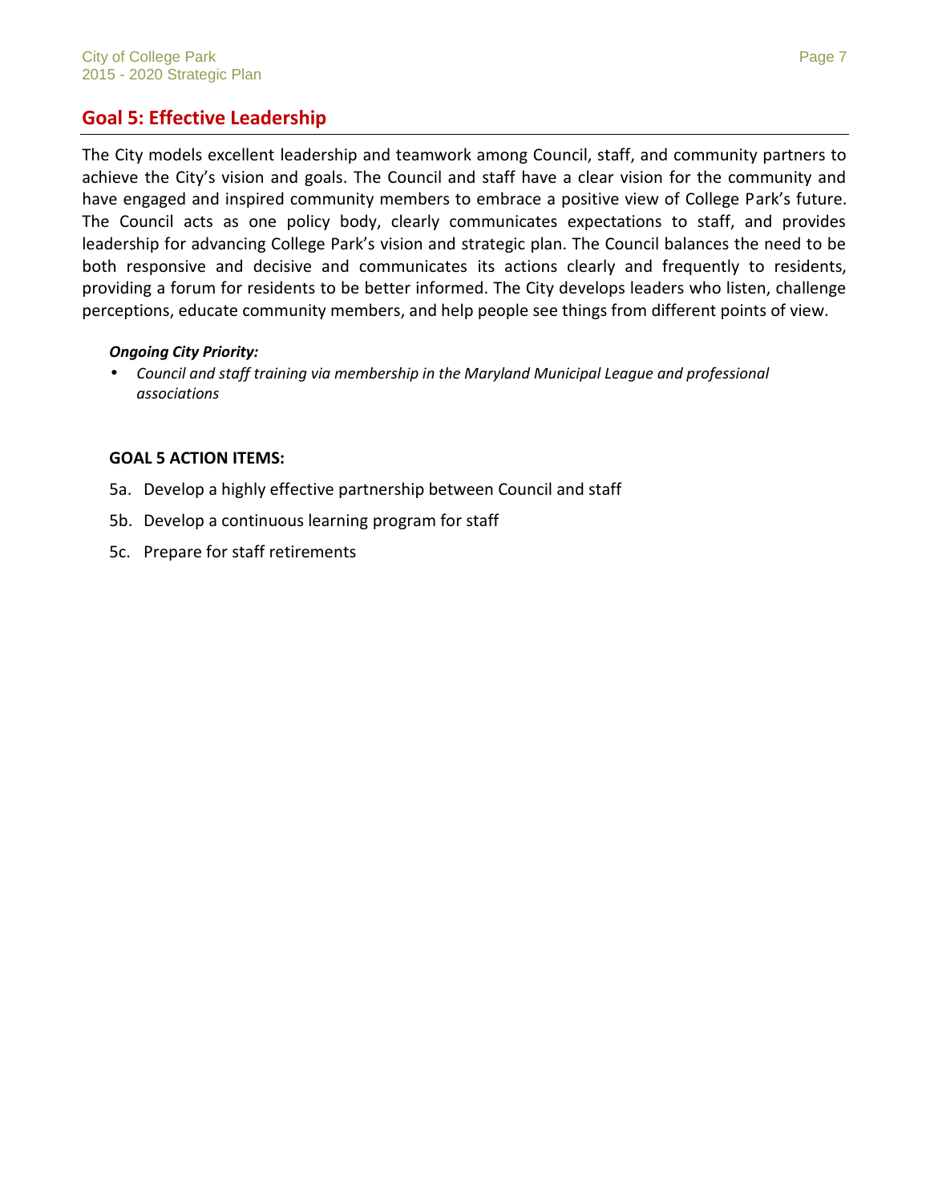## Goal 5: Effective Leadership

The City models excellent leadership and teamwork among Council, staff, and community partners to achieve the City's vision and goals. The Council and staff have a clear vision for the community and have engaged and inspired community members to embrace a positive view of College Park's future. The Council acts as one policy body, clearly communicates expectations to staff, and provides leadership for advancing College Park's vision and strategic plan. The Council balances the need to be both responsive and decisive and communicates its actions clearly and frequently to residents, providing a forum for residents to be better informed. The City develops leaders who listen, challenge perceptions, educate community members, and help people see things from different points of view.

***Ongoing City Priority:***

- *Council and staff training via membership in the Maryland Municipal League and professional associations*

**GOAL 5 ACTION ITEMS:**

5a. Develop a highly effective partnership between Council and staff

5b. Develop a continuous learning program for staff

5c. Prepare for staff retirements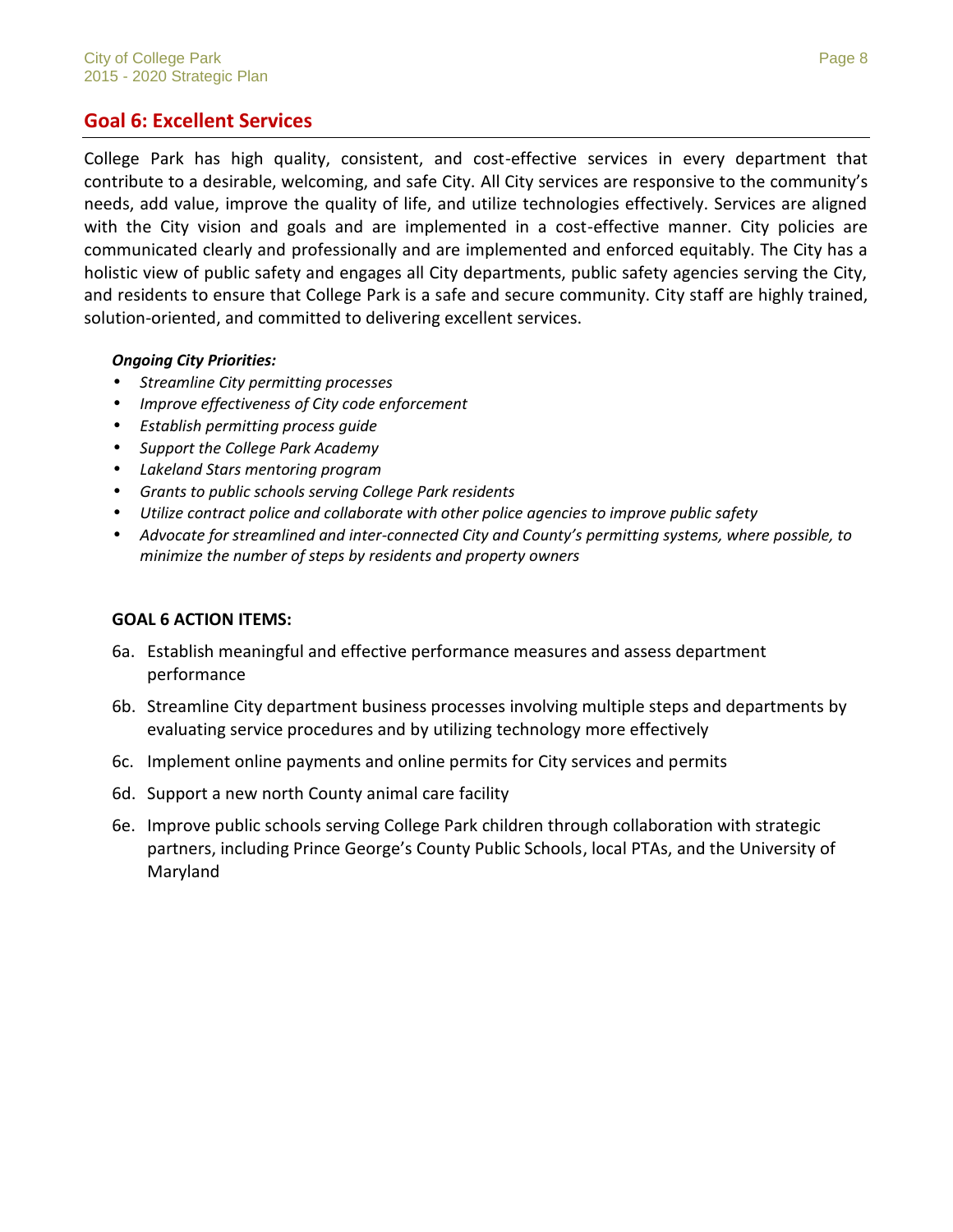## Goal 6: Excellent Services

College Park has high quality, consistent, and cost-effective services in every department that contribute to a desirable, welcoming, and safe City. All City services are responsive to the community's needs, add value, improve the quality of life, and utilize technologies effectively. Services are aligned with the City vision and goals and are implemented in a cost-effective manner. City policies are communicated clearly and professionally and are implemented and enforced equitably. The City has a holistic view of public safety and engages all City departments, public safety agencies serving the City, and residents to ensure that College Park is a safe and secure community. City staff are highly trained, solution-oriented, and committed to delivering excellent services.

***Ongoing City Priorities:***

- *Streamline City permitting processes*
- *Improve effectiveness of City code enforcement*
- *Establish permitting process guide*
- *Support the College Park Academy*
- *Lakeland Stars mentoring program*
- *Grants to public schools serving College Park residents*
- *Utilize contract police and collaborate with other police agencies to improve public safety*
- *Advocate for streamlined and inter-connected City and County's permitting systems, where possible, to minimize the number of steps by residents and property owners*

**GOAL 6 ACTION ITEMS:**

6a. Establish meaningful and effective performance measures and assess department performance

6b. Streamline City department business processes involving multiple steps and departments by evaluating service procedures and by utilizing technology more effectively

6c. Implement online payments and online permits for City services and permits

6d. Support a new north County animal care facility

6e. Improve public schools serving College Park children through collaboration with strategic partners, including Prince George's County Public Schools, local PTAs, and the University of Maryland